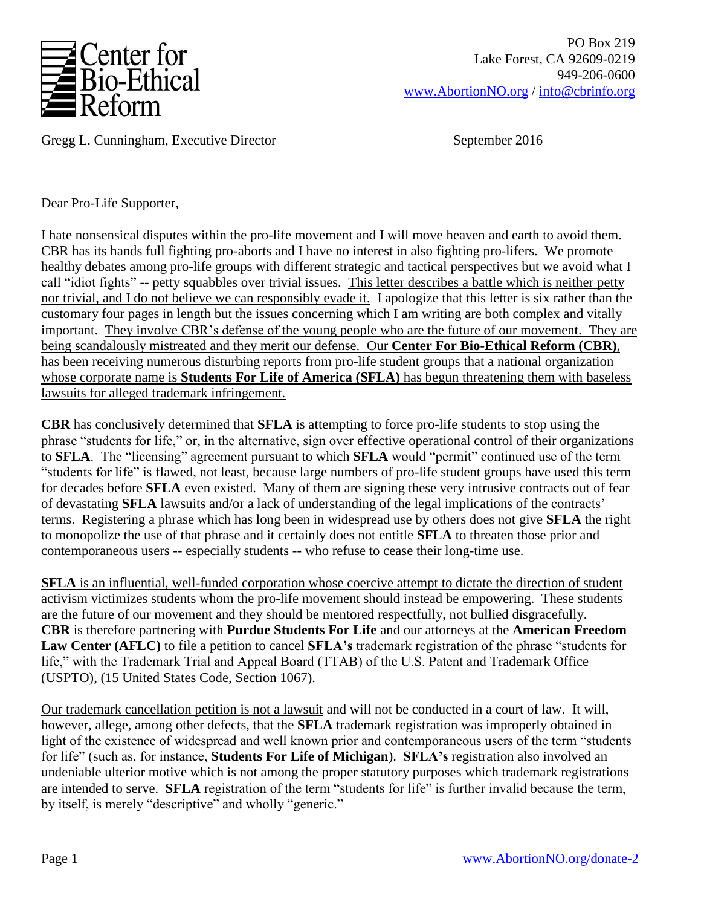**Center for Bio-Ethical Reform**

PO Box 219
Lake Forest, CA 92609-0219
949-206-0600
www.AbortionNO.org / info@cbrinfo.org

Gregg L. Cunningham, Executive Director

September 2016

Dear Pro-Life Supporter,

I hate nonsensical disputes within the pro-life movement and I will move heaven and earth to avoid them. CBR has its hands full fighting pro-aborts and I have no interest in also fighting pro-lifers. We promote healthy debates among pro-life groups with different strategic and tactical perspectives but we avoid what I call "idiot fights" -- petty squabbles over trivial issues. This letter describes a battle which is neither petty nor trivial, and I do not believe we can responsibly evade it. I apologize that this letter is six rather than the customary four pages in length but the issues concerning which I am writing are both complex and vitally important. They involve CBR's defense of the young people who are the future of our movement. They are being scandalously mistreated and they merit our defense. Our **Center For Bio-Ethical Reform (CBR)**, has been receiving numerous disturbing reports from pro-life student groups that a national organization whose corporate name is **Students For Life of America (SFLA)** has begun threatening them with baseless lawsuits for alleged trademark infringement.

**CBR** has conclusively determined that **SFLA** is attempting to force pro-life students to stop using the phrase "students for life," or, in the alternative, sign over effective operational control of their organizations to **SFLA**. The "licensing" agreement pursuant to which **SFLA** would "permit" continued use of the term "students for life" is flawed, not least, because large numbers of pro-life student groups have used this term for decades before **SFLA** even existed. Many of them are signing these very intrusive contracts out of fear of devastating **SFLA** lawsuits and/or a lack of understanding of the legal implications of the contracts' terms. Registering a phrase which has long been in widespread use by others does not give **SFLA** the right to monopolize the use of that phrase and it certainly does not entitle **SFLA** to threaten those prior and contemporaneous users -- especially students -- who refuse to cease their long-time use.

**SFLA** is an influential, well-funded corporation whose coercive attempt to dictate the direction of student activism victimizes students whom the pro-life movement should instead be empowering. These students are the future of our movement and they should be mentored respectfully, not bullied disgracefully. **CBR** is therefore partnering with **Purdue Students For Life** and our attorneys at the **American Freedom Law Center (AFLC)** to file a petition to cancel **SFLA's** trademark registration of the phrase "students for life," with the Trademark Trial and Appeal Board (TTAB) of the U.S. Patent and Trademark Office (USPTO), (15 United States Code, Section 1067).

Our trademark cancellation petition is not a lawsuit and will not be conducted in a court of law. It will, however, allege, among other defects, that the **SFLA** trademark registration was improperly obtained in light of the existence of widespread and well known prior and contemporaneous users of the term "students for life" (such as, for instance, **Students For Life of Michigan**). **SFLA's** registration also involved an undeniable ulterior motive which is not among the proper statutory purposes which trademark registrations are intended to serve. **SFLA** registration of the term "students for life" is further invalid because the term, by itself, is merely "descriptive" and wholly "generic."

www.AbortionNO.org/donate-2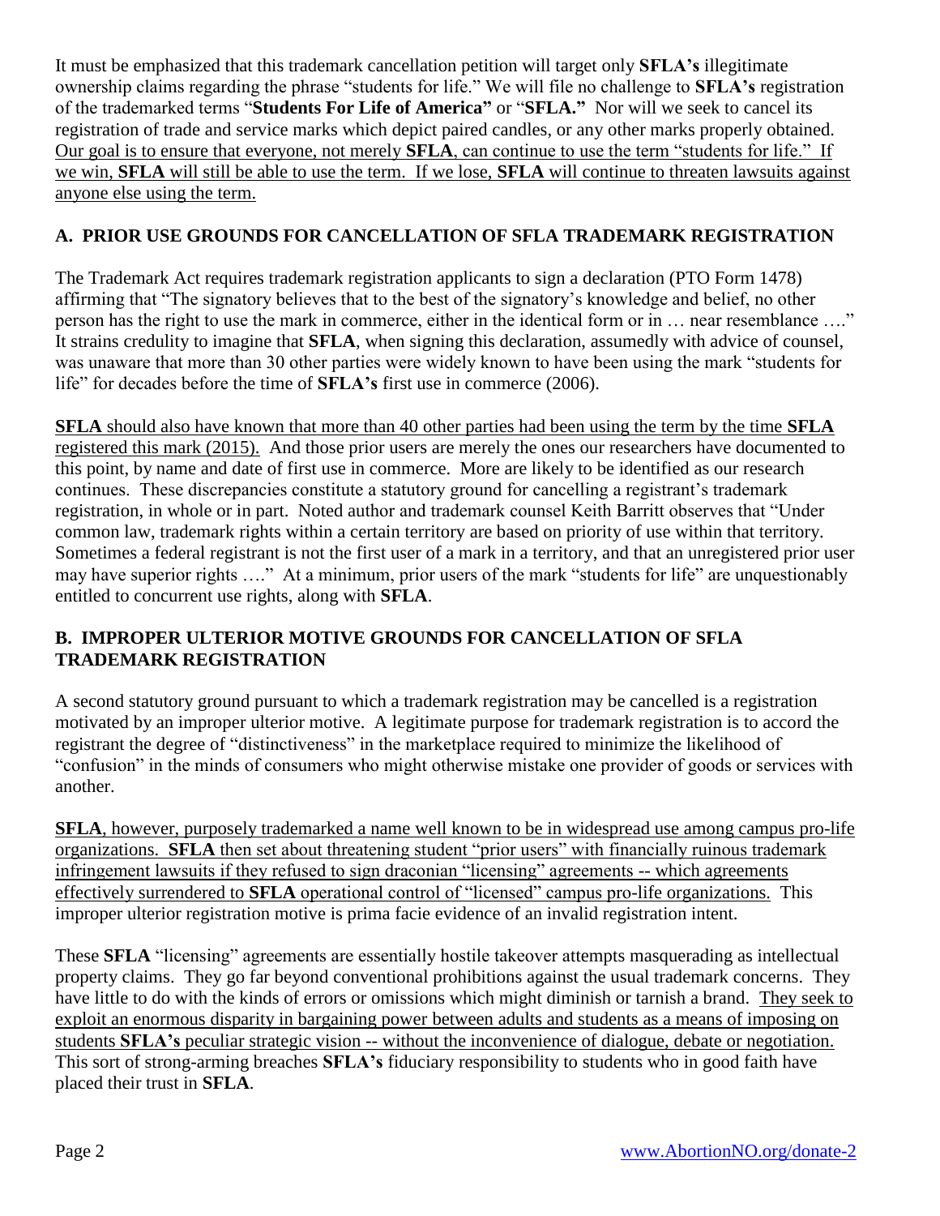It must be emphasized that this trademark cancellation petition will target only **SFLA's** illegitimate ownership claims regarding the phrase "students for life." We will file no challenge to **SFLA's** registration of the trademarked terms "**Students For Life of America"** or "**SFLA."** Nor will we seek to cancel its registration of trade and service marks which depict paired candles, or any other marks properly obtained. Our goal is to ensure that everyone, not merely **SFLA**, can continue to use the term "students for life." If we win, **SFLA** will still be able to use the term. If we lose, **SFLA** will continue to threaten lawsuits against anyone else using the term.

## A. PRIOR USE GROUNDS FOR CANCELLATION OF SFLA TRADEMARK REGISTRATION

The Trademark Act requires trademark registration applicants to sign a declaration (PTO Form 1478) affirming that "The signatory believes that to the best of the signatory's knowledge and belief, no other person has the right to use the mark in commerce, either in the identical form or in … near resemblance …." It strains credulity to imagine that **SFLA**, when signing this declaration, assumedly with advice of counsel, was unaware that more than 30 other parties were widely known to have been using the mark "students for life" for decades before the time of **SFLA's** first use in commerce (2006).

**SFLA** should also have known that more than 40 other parties had been using the term by the time **SFLA** registered this mark (2015). And those prior users are merely the ones our researchers have documented to this point, by name and date of first use in commerce. More are likely to be identified as our research continues. These discrepancies constitute a statutory ground for cancelling a registrant's trademark registration, in whole or in part. Noted author and trademark counsel Keith Barritt observes that "Under common law, trademark rights within a certain territory are based on priority of use within that territory. Sometimes a federal registrant is not the first user of a mark in a territory, and that an unregistered prior user may have superior rights …." At a minimum, prior users of the mark "students for life" are unquestionably entitled to concurrent use rights, along with **SFLA**.

## B. IMPROPER ULTERIOR MOTIVE GROUNDS FOR CANCELLATION OF SFLA TRADEMARK REGISTRATION

A second statutory ground pursuant to which a trademark registration may be cancelled is a registration motivated by an improper ulterior motive. A legitimate purpose for trademark registration is to accord the registrant the degree of "distinctiveness" in the marketplace required to minimize the likelihood of "confusion" in the minds of consumers who might otherwise mistake one provider of goods or services with another.

**SFLA**, however, purposely trademarked a name well known to be in widespread use among campus pro-life organizations. **SFLA** then set about threatening student "prior users" with financially ruinous trademark infringement lawsuits if they refused to sign draconian "licensing" agreements -- which agreements effectively surrendered to **SFLA** operational control of "licensed" campus pro-life organizations. This improper ulterior registration motive is prima facie evidence of an invalid registration intent.

These **SFLA** "licensing" agreements are essentially hostile takeover attempts masquerading as intellectual property claims. They go far beyond conventional prohibitions against the usual trademark concerns. They have little to do with the kinds of errors or omissions which might diminish or tarnish a brand. They seek to exploit an enormous disparity in bargaining power between adults and students as a means of imposing on students **SFLA's** peculiar strategic vision -- without the inconvenience of dialogue, debate or negotiation. This sort of strong-arming breaches **SFLA's** fiduciary responsibility to students who in good faith have placed their trust in **SFLA**.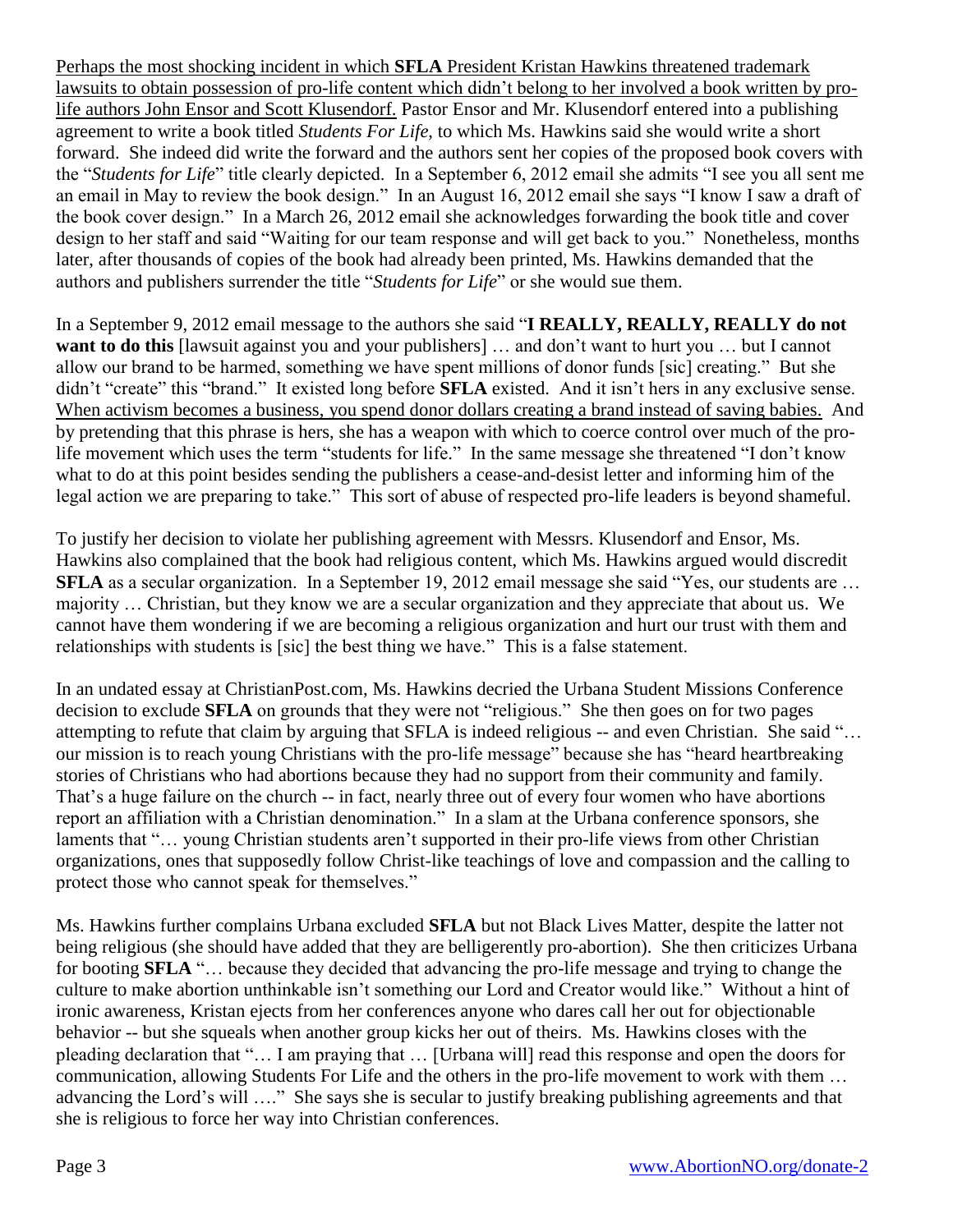Perhaps the most shocking incident in which **SFLA** President Kristan Hawkins threatened trademark lawsuits to obtain possession of pro-life content which didn't belong to her involved a book written by pro-life authors John Ensor and Scott Klusendorf. Pastor Ensor and Mr. Klusendorf entered into a publishing agreement to write a book titled *Students For Life*, to which Ms. Hawkins said she would write a short forward. She indeed did write the forward and the authors sent her copies of the proposed book covers with the "*Students for Life*" title clearly depicted. In a September 6, 2012 email she admits "I see you all sent me an email in May to review the book design." In an August 16, 2012 email she says "I know I saw a draft of the book cover design." In a March 26, 2012 email she acknowledges forwarding the book title and cover design to her staff and said "Waiting for our team response and will get back to you." Nonetheless, months later, after thousands of copies of the book had already been printed, Ms. Hawkins demanded that the authors and publishers surrender the title "*Students for Life*" or she would sue them.

In a September 9, 2012 email message to the authors she said "**I REALLY, REALLY, REALLY do not want to do this** [lawsuit against you and your publishers] … and don't want to hurt you … but I cannot allow our brand to be harmed, something we have spent millions of donor funds [sic] creating." But she didn't "create" this "brand." It existed long before **SFLA** existed. And it isn't hers in any exclusive sense. When activism becomes a business, you spend donor dollars creating a brand instead of saving babies. And by pretending that this phrase is hers, she has a weapon with which to coerce control over much of the pro-life movement which uses the term "students for life." In the same message she threatened "I don't know what to do at this point besides sending the publishers a cease-and-desist letter and informing him of the legal action we are preparing to take." This sort of abuse of respected pro-life leaders is beyond shameful.

To justify her decision to violate her publishing agreement with Messrs. Klusendorf and Ensor, Ms. Hawkins also complained that the book had religious content, which Ms. Hawkins argued would discredit **SFLA** as a secular organization. In a September 19, 2012 email message she said "Yes, our students are … majority … Christian, but they know we are a secular organization and they appreciate that about us. We cannot have them wondering if we are becoming a religious organization and hurt our trust with them and relationships with students is [sic] the best thing we have." This is a false statement.

In an undated essay at ChristianPost.com, Ms. Hawkins decried the Urbana Student Missions Conference decision to exclude **SFLA** on grounds that they were not "religious." She then goes on for two pages attempting to refute that claim by arguing that SFLA is indeed religious -- and even Christian. She said "… our mission is to reach young Christians with the pro-life message" because she has "heard heartbreaking stories of Christians who had abortions because they had no support from their community and family. That's a huge failure on the church -- in fact, nearly three out of every four women who have abortions report an affiliation with a Christian denomination." In a slam at the Urbana conference sponsors, she laments that "… young Christian students aren't supported in their pro-life views from other Christian organizations, ones that supposedly follow Christ-like teachings of love and compassion and the calling to protect those who cannot speak for themselves."

Ms. Hawkins further complains Urbana excluded **SFLA** but not Black Lives Matter, despite the latter not being religious (she should have added that they are belligerently pro-abortion). She then criticizes Urbana for booting **SFLA** "… because they decided that advancing the pro-life message and trying to change the culture to make abortion unthinkable isn't something our Lord and Creator would like." Without a hint of ironic awareness, Kristan ejects from her conferences anyone who dares call her out for objectionable behavior -- but she squeals when another group kicks her out of theirs. Ms. Hawkins closes with the pleading declaration that "… I am praying that … [Urbana will] read this response and open the doors for communication, allowing Students For Life and the others in the pro-life movement to work with them … advancing the Lord's will …." She says she is secular to justify breaking publishing agreements and that she is religious to force her way into Christian conferences.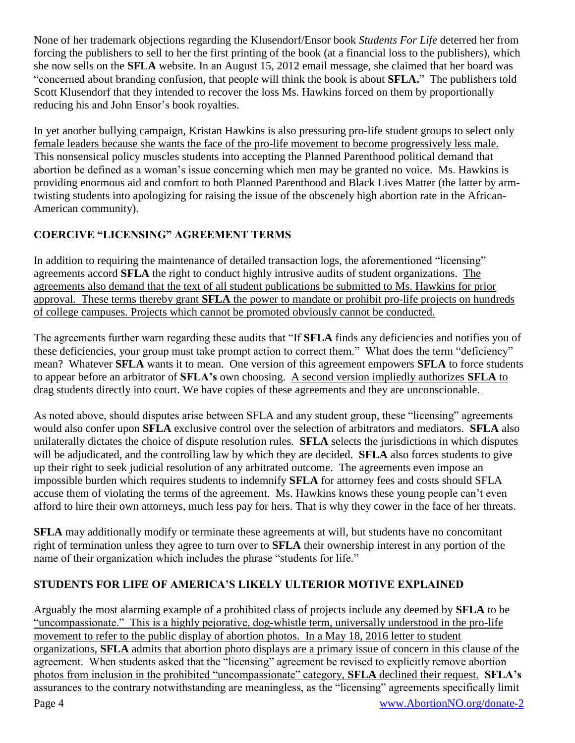None of her trademark objections regarding the Klusendorf/Ensor book *Students For Life* deterred her from forcing the publishers to sell to her the first printing of the book (at a financial loss to the publishers), which she now sells on the **SFLA** website. In an August 15, 2012 email message, she claimed that her board was "concerned about branding confusion, that people will think the book is about **SFLA.**" The publishers told Scott Klusendorf that they intended to recover the loss Ms. Hawkins forced on them by proportionally reducing his and John Ensor's book royalties.

<u>In yet another bullying campaign, Kristan Hawkins is also pressuring pro-life student groups to select only female leaders because she wants the face of the pro-life movement to become progressively less male.</u> This nonsensical policy muscles students into accepting the Planned Parenthood political demand that abortion be defined as a woman's issue concerning which men may be granted no voice. Ms. Hawkins is providing enormous aid and comfort to both Planned Parenthood and Black Lives Matter (the latter by arm-twisting students into apologizing for raising the issue of the obscenely high abortion rate in the African-American community).

## COERCIVE "LICENSING" AGREEMENT TERMS

In addition to requiring the maintenance of detailed transaction logs, the aforementioned "licensing" agreements accord **SFLA** the right to conduct highly intrusive audits of student organizations. <u>The agreements also demand that the text of all student publications be submitted to Ms. Hawkins for prior approval. These terms thereby grant **SFLA** the power to mandate or prohibit pro-life projects on hundreds of college campuses. Projects which cannot be promoted obviously cannot be conducted.</u>

The agreements further warn regarding these audits that "If **SFLA** finds any deficiencies and notifies you of these deficiencies, your group must take prompt action to correct them." What does the term "deficiency" mean? Whatever **SFLA** wants it to mean. One version of this agreement empowers **SFLA** to force students to appear before an arbitrator of **SFLA's** own choosing. <u>A second version impliedly authorizes **SFLA** to drag students directly into court. We have copies of these agreements and they are unconscionable.</u>

As noted above, should disputes arise between SFLA and any student group, these "licensing" agreements would also confer upon **SFLA** exclusive control over the selection of arbitrators and mediators. **SFLA** also unilaterally dictates the choice of dispute resolution rules. **SFLA** selects the jurisdictions in which disputes will be adjudicated, and the controlling law by which they are decided. **SFLA** also forces students to give up their right to seek judicial resolution of any arbitrated outcome. The agreements even impose an impossible burden which requires students to indemnify **SFLA** for attorney fees and costs should SFLA accuse them of violating the terms of the agreement. Ms. Hawkins knows these young people can't even afford to hire their own attorneys, much less pay for hers. That is why they cower in the face of her threats.

**SFLA** may additionally modify or terminate these agreements at will, but students have no concomitant right of termination unless they agree to turn over to **SFLA** their ownership interest in any portion of the name of their organization which includes the phrase "students for life."

## STUDENTS FOR LIFE OF AMERICA'S LIKELY ULTERIOR MOTIVE EXPLAINED

<u>Arguably the most alarming example of a prohibited class of projects include any deemed by **SFLA** to be "uncompassionate." This is a highly pejorative, dog-whistle term, universally understood in the pro-life movement to refer to the public display of abortion photos. In a May 18, 2016 letter to student organizations, **SFLA** admits that abortion photo displays are a primary issue of concern in this clause of the agreement. When students asked that the "licensing" agreement be revised to explicitly remove abortion photos from inclusion in the prohibited "uncompassionate" category, **SFLA** declined their request.</u> **SFLA's** assurances to the contrary notwithstanding are meaningless, as the "licensing" agreements specifically limit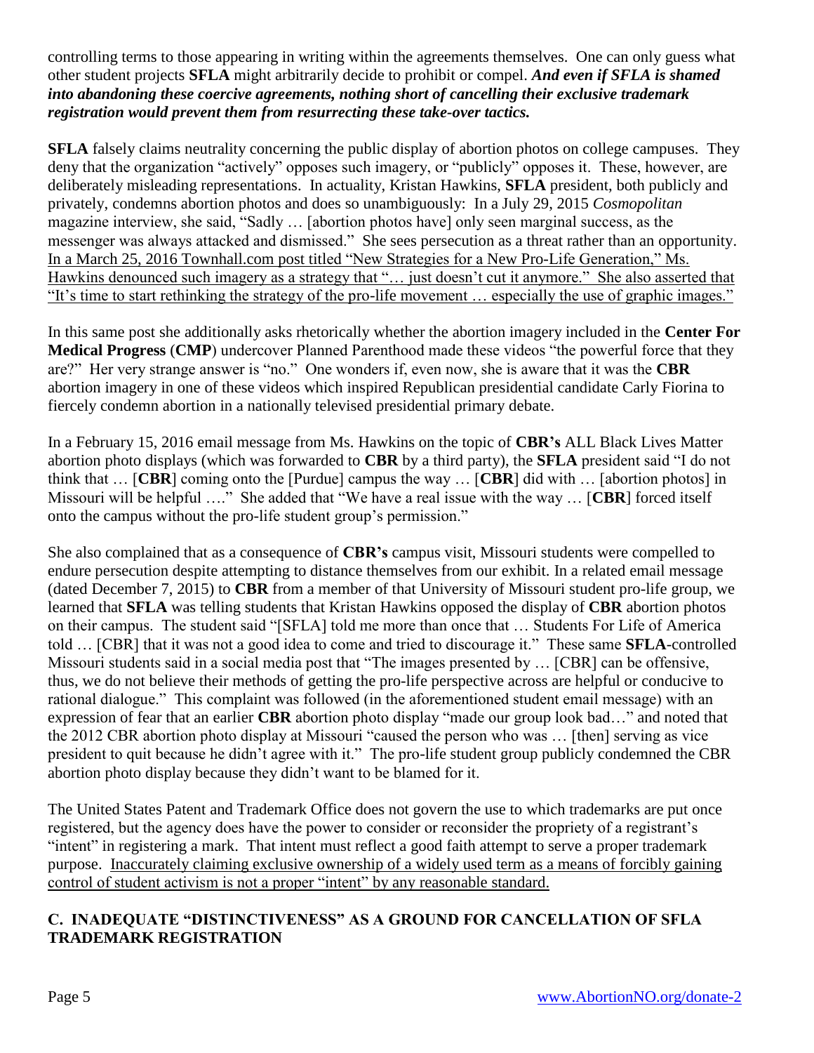controlling terms to those appearing in writing within the agreements themselves. One can only guess what other student projects **SFLA** might arbitrarily decide to prohibit or compel. ***And even if SFLA is shamed into abandoning these coercive agreements, nothing short of cancelling their exclusive trademark registration would prevent them from resurrecting these take-over tactics.***

**SFLA** falsely claims neutrality concerning the public display of abortion photos on college campuses. They deny that the organization "actively" opposes such imagery, or "publicly" opposes it. These, however, are deliberately misleading representations. In actuality, Kristan Hawkins, **SFLA** president, both publicly and privately, condemns abortion photos and does so unambiguously: In a July 29, 2015 *Cosmopolitan* magazine interview, she said, "Sadly … [abortion photos have] only seen marginal success, as the messenger was always attacked and dismissed." She sees persecution as a threat rather than an opportunity. In a March 25, 2016 Townhall.com post titled "New Strategies for a New Pro-Life Generation," Ms. Hawkins denounced such imagery as a strategy that "… just doesn't cut it anymore." She also asserted that "It's time to start rethinking the strategy of the pro-life movement … especially the use of graphic images."

In this same post she additionally asks rhetorically whether the abortion imagery included in the **Center For Medical Progress** (**CMP**) undercover Planned Parenthood made these videos "the powerful force that they are?" Her very strange answer is "no." One wonders if, even now, she is aware that it was the **CBR** abortion imagery in one of these videos which inspired Republican presidential candidate Carly Fiorina to fiercely condemn abortion in a nationally televised presidential primary debate.

In a February 15, 2016 email message from Ms. Hawkins on the topic of **CBR's** ALL Black Lives Matter abortion photo displays (which was forwarded to **CBR** by a third party), the **SFLA** president said "I do not think that … [**CBR**] coming onto the [Purdue] campus the way … [**CBR**] did with … [abortion photos] in Missouri will be helpful …." She added that "We have a real issue with the way … [**CBR**] forced itself onto the campus without the pro-life student group's permission."

She also complained that as a consequence of **CBR's** campus visit, Missouri students were compelled to endure persecution despite attempting to distance themselves from our exhibit. In a related email message (dated December 7, 2015) to **CBR** from a member of that University of Missouri student pro-life group, we learned that **SFLA** was telling students that Kristan Hawkins opposed the display of **CBR** abortion photos on their campus. The student said "[SFLA] told me more than once that … Students For Life of America told … [CBR] that it was not a good idea to come and tried to discourage it." These same **SFLA**-controlled Missouri students said in a social media post that "The images presented by … [CBR] can be offensive, thus, we do not believe their methods of getting the pro-life perspective across are helpful or conducive to rational dialogue." This complaint was followed (in the aforementioned student email message) with an expression of fear that an earlier **CBR** abortion photo display "made our group look bad…" and noted that the 2012 CBR abortion photo display at Missouri "caused the person who was … [then] serving as vice president to quit because he didn't agree with it." The pro-life student group publicly condemned the CBR abortion photo display because they didn't want to be blamed for it.

The United States Patent and Trademark Office does not govern the use to which trademarks are put once registered, but the agency does have the power to consider or reconsider the propriety of a registrant's "intent" in registering a mark. That intent must reflect a good faith attempt to serve a proper trademark purpose. Inaccurately claiming exclusive ownership of a widely used term as a means of forcibly gaining control of student activism is not a proper "intent" by any reasonable standard.

### C. INADEQUATE "DISTINCTIVENESS" AS A GROUND FOR CANCELLATION OF SFLA TRADEMARK REGISTRATION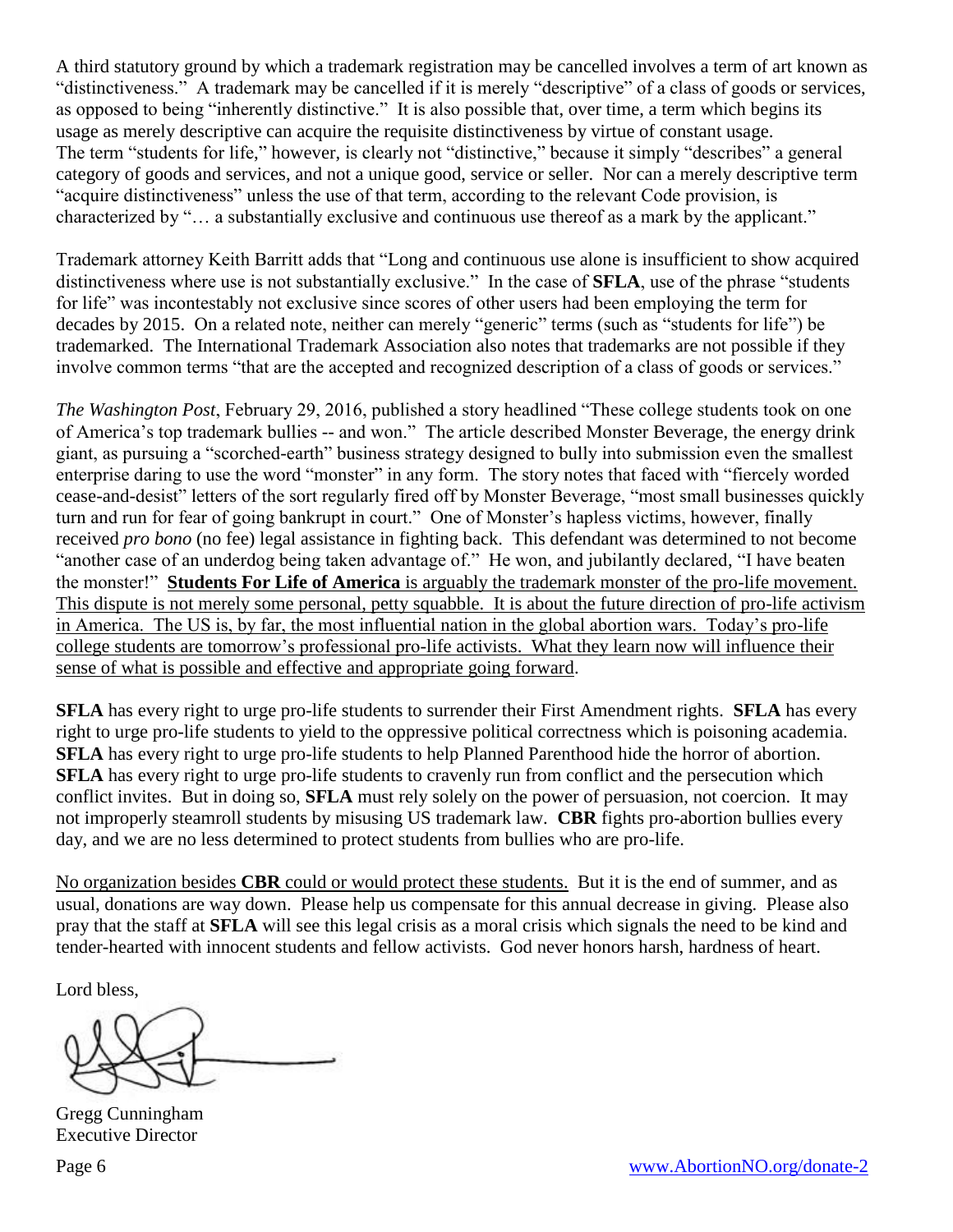A third statutory ground by which a trademark registration may be cancelled involves a term of art known as "distinctiveness." A trademark may be cancelled if it is merely "descriptive" of a class of goods or services, as opposed to being "inherently distinctive." It is also possible that, over time, a term which begins its usage as merely descriptive can acquire the requisite distinctiveness by virtue of constant usage. The term "students for life," however, is clearly not "distinctive," because it simply "describes" a general category of goods and services, and not a unique good, service or seller. Nor can a merely descriptive term "acquire distinctiveness" unless the use of that term, according to the relevant Code provision, is characterized by "… a substantially exclusive and continuous use thereof as a mark by the applicant."

Trademark attorney Keith Barritt adds that "Long and continuous use alone is insufficient to show acquired distinctiveness where use is not substantially exclusive." In the case of **SFLA**, use of the phrase "students for life" was incontestably not exclusive since scores of other users had been employing the term for decades by 2015. On a related note, neither can merely "generic" terms (such as "students for life") be trademarked. The International Trademark Association also notes that trademarks are not possible if they involve common terms "that are the accepted and recognized description of a class of goods or services."

*The Washington Post*, February 29, 2016, published a story headlined "These college students took on one of America's top trademark bullies -- and won." The article described Monster Beverage, the energy drink giant, as pursuing a "scorched-earth" business strategy designed to bully into submission even the smallest enterprise daring to use the word "monster" in any form. The story notes that faced with "fiercely worded cease-and-desist" letters of the sort regularly fired off by Monster Beverage, "most small businesses quickly turn and run for fear of going bankrupt in court." One of Monster's hapless victims, however, finally received *pro bono* (no fee) legal assistance in fighting back. This defendant was determined to not become "another case of an underdog being taken advantage of." He won, and jubilantly declared, "I have beaten the monster!" **Students For Life of America** is arguably the trademark monster of the pro-life movement. This dispute is not merely some personal, petty squabble. It is about the future direction of pro-life activism in America. The US is, by far, the most influential nation in the global abortion wars. Today's pro-life college students are tomorrow's professional pro-life activists. What they learn now will influence their sense of what is possible and effective and appropriate going forward.

**SFLA** has every right to urge pro-life students to surrender their First Amendment rights. **SFLA** has every right to urge pro-life students to yield to the oppressive political correctness which is poisoning academia. **SFLA** has every right to urge pro-life students to help Planned Parenthood hide the horror of abortion. **SFLA** has every right to urge pro-life students to cravenly run from conflict and the persecution which conflict invites. But in doing so, **SFLA** must rely solely on the power of persuasion, not coercion. It may not improperly steamroll students by misusing US trademark law. **CBR** fights pro-abortion bullies every day, and we are no less determined to protect students from bullies who are pro-life.

No organization besides **CBR** could or would protect these students. But it is the end of summer, and as usual, donations are way down. Please help us compensate for this annual decrease in giving. Please also pray that the staff at **SFLA** will see this legal crisis as a moral crisis which signals the need to be kind and tender-hearted with innocent students and fellow activists. God never honors harsh, hardness of heart.

Lord bless,

Gregg Cunningham
Executive Director

www.AbortionNO.org/donate-2